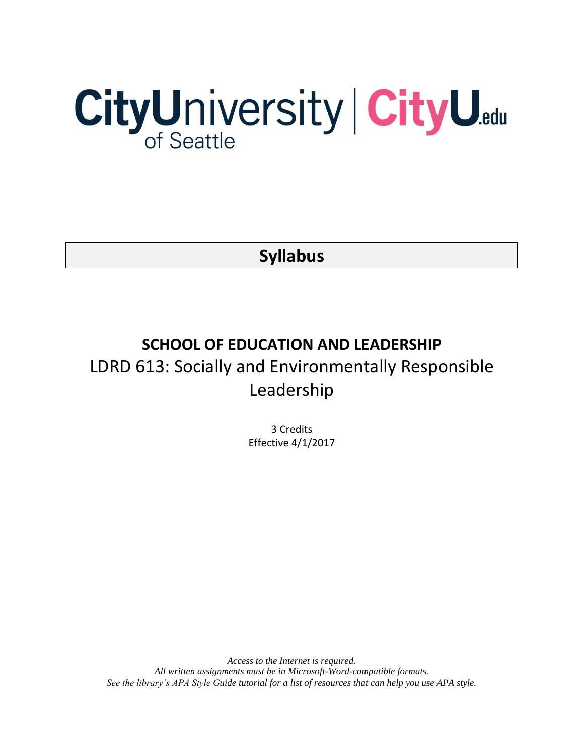CityUniversity of Seattle | CityU.edu

# Syllabus

## SCHOOL OF EDUCATION AND LEADERSHIP

LDRD 613: Socially and Environmentally Responsible Leadership

3 Credits

Effective 4/1/2017

*Access to the Internet is required.*
*All written assignments must be in Microsoft-Word-compatible formats.*
*See the library's APA Style Guide tutorial for a list of resources that can help you use APA style.*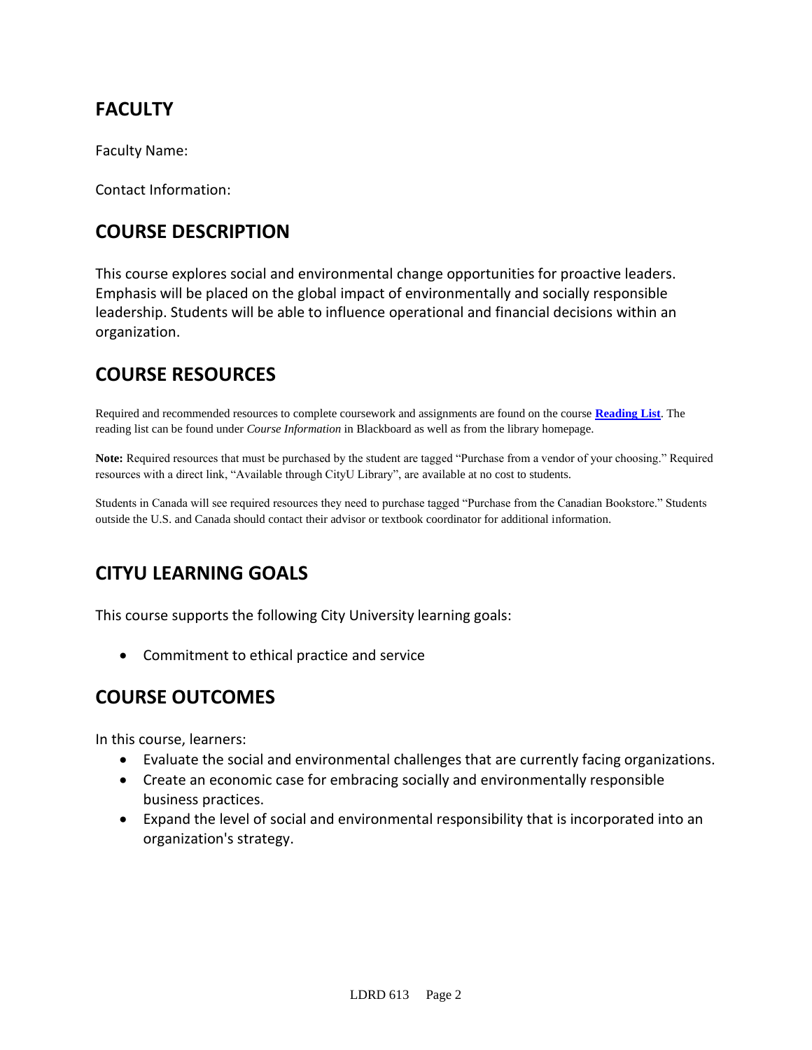## FACULTY

Faculty Name:

Contact Information:

## COURSE DESCRIPTION

This course explores social and environmental change opportunities for proactive leaders. Emphasis will be placed on the global impact of environmentally and socially responsible leadership. Students will be able to influence operational and financial decisions within an organization.

## COURSE RESOURCES

Required and recommended resources to complete coursework and assignments are found on the course **Reading List**. The reading list can be found under *Course Information* in Blackboard as well as from the library homepage.

**Note:** Required resources that must be purchased by the student are tagged "Purchase from a vendor of your choosing." Required resources with a direct link, "Available through CityU Library", are available at no cost to students.

Students in Canada will see required resources they need to purchase tagged "Purchase from the Canadian Bookstore." Students outside the U.S. and Canada should contact their advisor or textbook coordinator for additional information.

## CITYU LEARNING GOALS

This course supports the following City University learning goals:

- Commitment to ethical practice and service

## COURSE OUTCOMES

In this course, learners:

- Evaluate the social and environmental challenges that are currently facing organizations.
- Create an economic case for embracing socially and environmentally responsible business practices.
- Expand the level of social and environmental responsibility that is incorporated into an organization's strategy.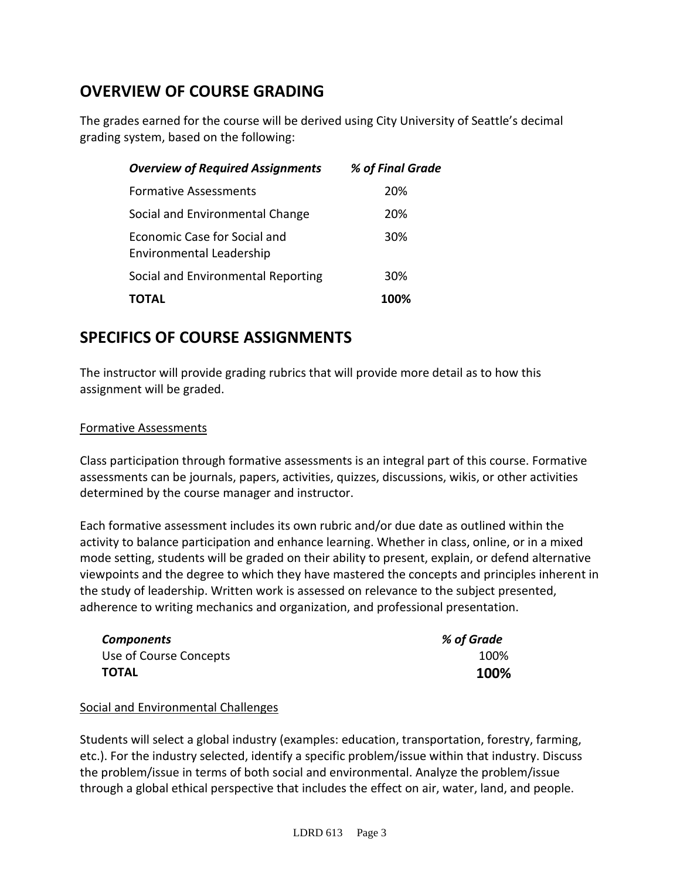## OVERVIEW OF COURSE GRADING

The grades earned for the course will be derived using City University of Seattle's decimal grading system, based on the following:

| *Overview of Required Assignments* | *% of Final Grade* |
| --- | --- |
| Formative Assessments | 20% |
| Social and Environmental Change | 20% |
| Economic Case for Social and Environmental Leadership | 30% |
| Social and Environmental Reporting | 30% |
| **TOTAL** | **100%** |

## SPECIFICS OF COURSE ASSIGNMENTS

The instructor will provide grading rubrics that will provide more detail as to how this assignment will be graded.

### Formative Assessments

Class participation through formative assessments is an integral part of this course. Formative assessments can be journals, papers, activities, quizzes, discussions, wikis, or other activities determined by the course manager and instructor.

Each formative assessment includes its own rubric and/or due date as outlined within the activity to balance participation and enhance learning. Whether in class, online, or in a mixed mode setting, students will be graded on their ability to present, explain, or defend alternative viewpoints and the degree to which they have mastered the concepts and principles inherent in the study of leadership. Written work is assessed on relevance to the subject presented, adherence to writing mechanics and organization, and professional presentation.

| *Components* | *% of Grade* |
| --- | --- |
| Use of Course Concepts | 100% |
| **TOTAL** | **100%** |

### Social and Environmental Challenges

Students will select a global industry (examples: education, transportation, forestry, farming, etc.). For the industry selected, identify a specific problem/issue within that industry. Discuss the problem/issue in terms of both social and environmental. Analyze the problem/issue through a global ethical perspective that includes the effect on air, water, land, and people.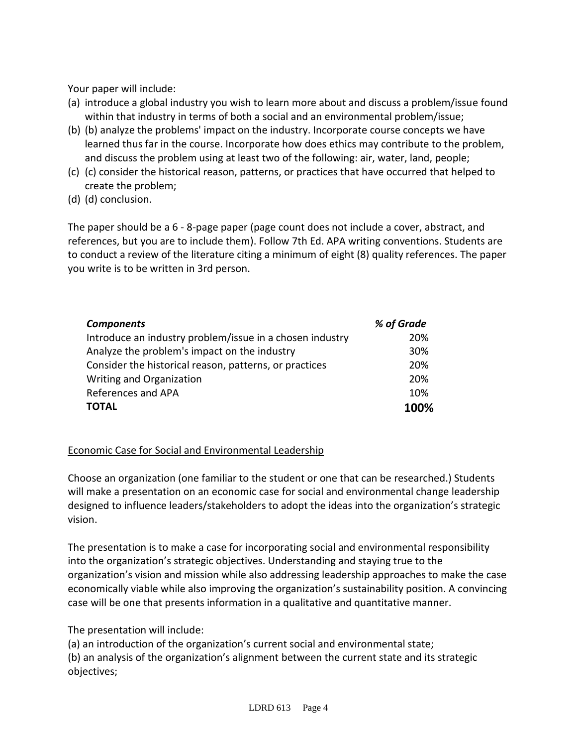Your paper will include:

(a) introduce a global industry you wish to learn more about and discuss a problem/issue found within that industry in terms of both a social and an environmental problem/issue;
(b) (b) analyze the problems' impact on the industry. Incorporate course concepts we have learned thus far in the course. Incorporate how does ethics may contribute to the problem, and discuss the problem using at least two of the following: air, water, land, people;
(c) (c) consider the historical reason, patterns, or practices that have occurred that helped to create the problem;
(d) (d) conclusion.

The paper should be a 6 - 8-page paper (page count does not include a cover, abstract, and references, but you are to include them). Follow 7th Ed. APA writing conventions. Students are to conduct a review of the literature citing a minimum of eight (8) quality references. The paper you write is to be written in 3rd person.

| ***Components*** | ***% of Grade*** |
|---|---|
| Introduce an industry problem/issue in a chosen industry | 20% |
| Analyze the problem's impact on the industry | 30% |
| Consider the historical reason, patterns, or practices | 20% |
| Writing and Organization | 20% |
| References and APA | 10% |
| **TOTAL** | **100%** |

<u>Economic Case for Social and Environmental Leadership</u>

Choose an organization (one familiar to the student or one that can be researched.) Students will make a presentation on an economic case for social and environmental change leadership designed to influence leaders/stakeholders to adopt the ideas into the organization's strategic vision.

The presentation is to make a case for incorporating social and environmental responsibility into the organization's strategic objectives. Understanding and staying true to the organization's vision and mission while also addressing leadership approaches to make the case economically viable while also improving the organization's sustainability position. A convincing case will be one that presents information in a qualitative and quantitative manner.

The presentation will include:

(a) an introduction of the organization's current social and environmental state;
(b) an analysis of the organization's alignment between the current state and its strategic objectives;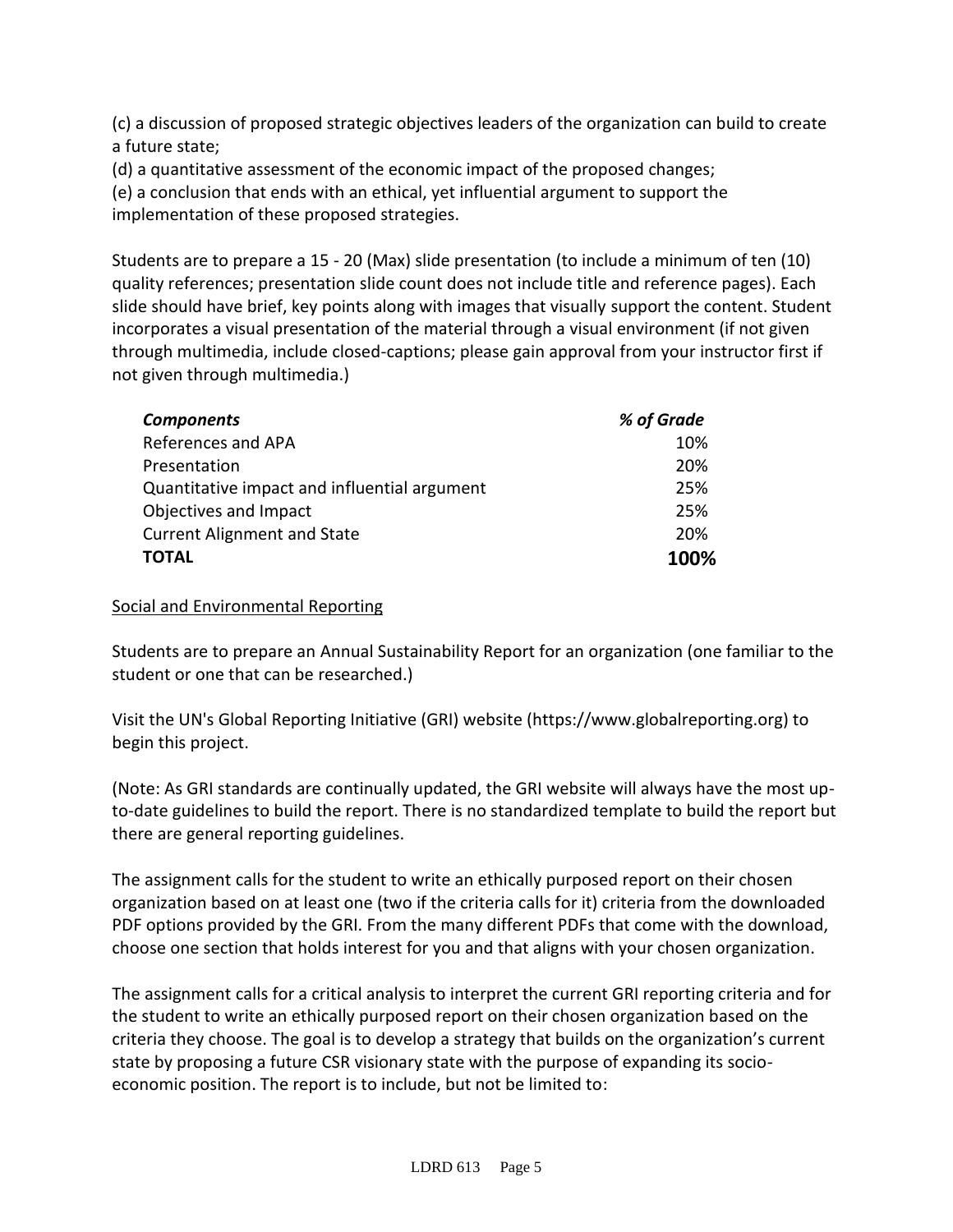(c) a discussion of proposed strategic objectives leaders of the organization can build to create a future state;

(d) a quantitative assessment of the economic impact of the proposed changes;

(e) a conclusion that ends with an ethical, yet influential argument to support the implementation of these proposed strategies.

Students are to prepare a 15 - 20 (Max) slide presentation (to include a minimum of ten (10) quality references; presentation slide count does not include title and reference pages). Each slide should have brief, key points along with images that visually support the content. Student incorporates a visual presentation of the material through a visual environment (if not given through multimedia, include closed-captions; please gain approval from your instructor first if not given through multimedia.)

| ***Components*** | ***% of Grade*** |
|---|---|
| References and APA | 10% |
| Presentation | 20% |
| Quantitative impact and influential argument | 25% |
| Objectives and Impact | 25% |
| Current Alignment and State | 20% |
| **TOTAL** | **100%** |

<u>Social and Environmental Reporting</u>

Students are to prepare an Annual Sustainability Report for an organization (one familiar to the student or one that can be researched.)

Visit the UN's Global Reporting Initiative (GRI) website (https://www.globalreporting.org) to begin this project.

(Note: As GRI standards are continually updated, the GRI website will always have the most up-to-date guidelines to build the report. There is no standardized template to build the report but there are general reporting guidelines.

The assignment calls for the student to write an ethically purposed report on their chosen organization based on at least one (two if the criteria calls for it) criteria from the downloaded PDF options provided by the GRI. From the many different PDFs that come with the download, choose one section that holds interest for you and that aligns with your chosen organization.

The assignment calls for a critical analysis to interpret the current GRI reporting criteria and for the student to write an ethically purposed report on their chosen organization based on the criteria they choose. The goal is to develop a strategy that builds on the organization's current state by proposing a future CSR visionary state with the purpose of expanding its socio-economic position. The report is to include, but not be limited to: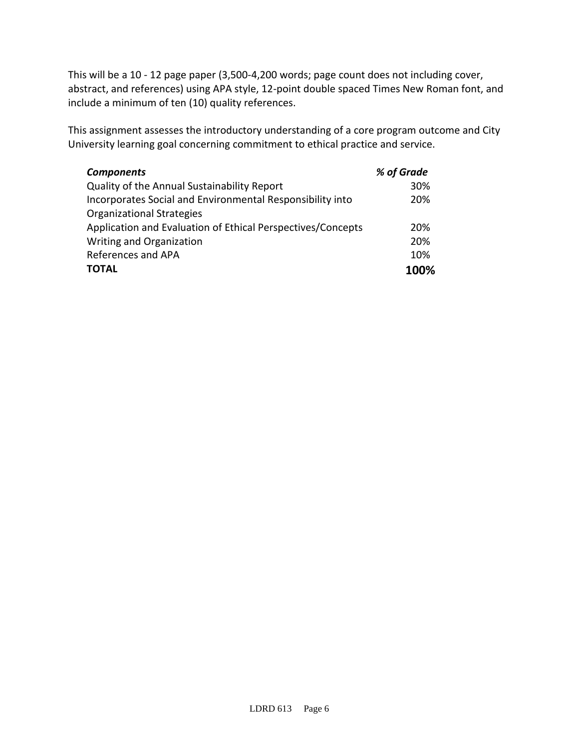This will be a 10 - 12 page paper (3,500-4,200 words; page count does not including cover, abstract, and references) using APA style, 12-point double spaced Times New Roman font, and include a minimum of ten (10) quality references.

This assignment assesses the introductory understanding of a core program outcome and City University learning goal concerning commitment to ethical practice and service.

| ***Components*** | ***% of Grade*** |
|---|---|
| Quality of the Annual Sustainability Report | 30% |
| Incorporates Social and Environmental Responsibility into Organizational Strategies | 20% |
| Application and Evaluation of Ethical Perspectives/Concepts | 20% |
| Writing and Organization | 20% |
| References and APA | 10% |
| **TOTAL** | **100%** |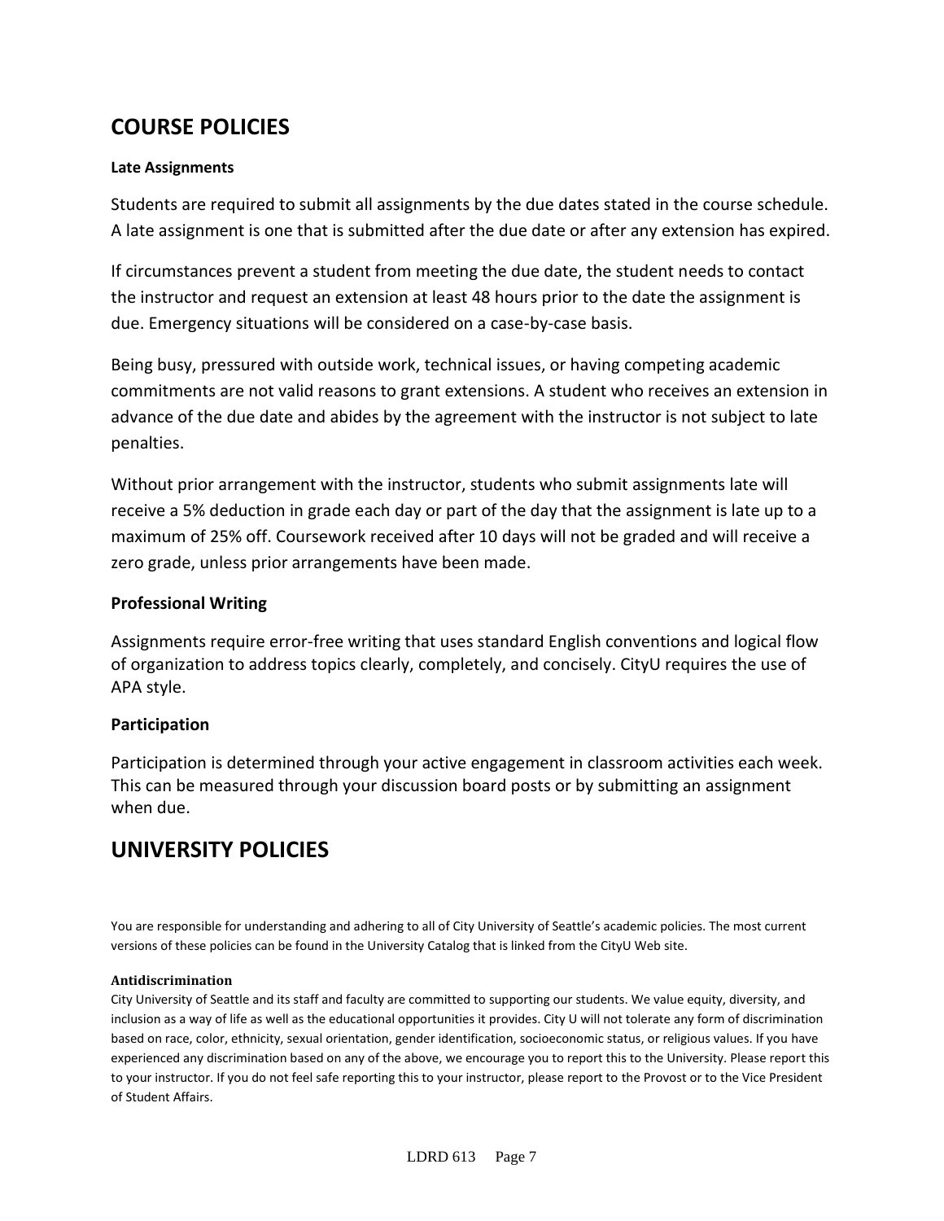## COURSE POLICIES

### Late Assignments

Students are required to submit all assignments by the due dates stated in the course schedule. A late assignment is one that is submitted after the due date or after any extension has expired.

If circumstances prevent a student from meeting the due date, the student needs to contact the instructor and request an extension at least 48 hours prior to the date the assignment is due. Emergency situations will be considered on a case-by-case basis.

Being busy, pressured with outside work, technical issues, or having competing academic commitments are not valid reasons to grant extensions. A student who receives an extension in advance of the due date and abides by the agreement with the instructor is not subject to late penalties.

Without prior arrangement with the instructor, students who submit assignments late will receive a 5% deduction in grade each day or part of the day that the assignment is late up to a maximum of 25% off. Coursework received after 10 days will not be graded and will receive a zero grade, unless prior arrangements have been made.

### Professional Writing

Assignments require error-free writing that uses standard English conventions and logical flow of organization to address topics clearly, completely, and concisely. CityU requires the use of APA style.

### Participation

Participation is determined through your active engagement in classroom activities each week. This can be measured through your discussion board posts or by submitting an assignment when due.

## UNIVERSITY POLICIES

You are responsible for understanding and adhering to all of City University of Seattle's academic policies. The most current versions of these policies can be found in the University Catalog that is linked from the CityU Web site.

**Antidiscrimination**

City University of Seattle and its staff and faculty are committed to supporting our students. We value equity, diversity, and inclusion as a way of life as well as the educational opportunities it provides. City U will not tolerate any form of discrimination based on race, color, ethnicity, sexual orientation, gender identification, socioeconomic status, or religious values. If you have experienced any discrimination based on any of the above, we encourage you to report this to the University. Please report this to your instructor. If you do not feel safe reporting this to your instructor, please report to the Provost or to the Vice President of Student Affairs.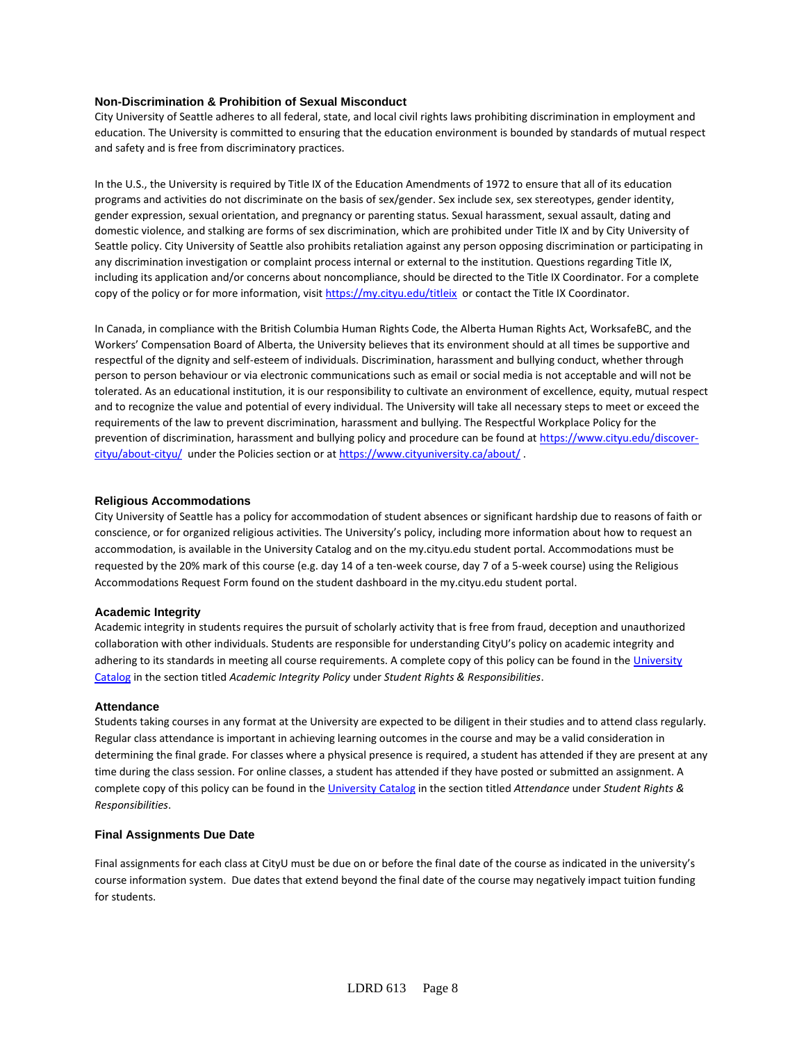### Non-Discrimination & Prohibition of Sexual Misconduct

City University of Seattle adheres to all federal, state, and local civil rights laws prohibiting discrimination in employment and education. The University is committed to ensuring that the education environment is bounded by standards of mutual respect and safety and is free from discriminatory practices.

In the U.S., the University is required by Title IX of the Education Amendments of 1972 to ensure that all of its education programs and activities do not discriminate on the basis of sex/gender. Sex include sex, sex stereotypes, gender identity, gender expression, sexual orientation, and pregnancy or parenting status. Sexual harassment, sexual assault, dating and domestic violence, and stalking are forms of sex discrimination, which are prohibited under Title IX and by City University of Seattle policy. City University of Seattle also prohibits retaliation against any person opposing discrimination or participating in any discrimination investigation or complaint process internal or external to the institution. Questions regarding Title IX, including its application and/or concerns about noncompliance, should be directed to the Title IX Coordinator. For a complete copy of the policy or for more information, visit https://my.cityu.edu/titleix or contact the Title IX Coordinator.

In Canada, in compliance with the British Columbia Human Rights Code, the Alberta Human Rights Act, WorksafeBC, and the Workers' Compensation Board of Alberta, the University believes that its environment should at all times be supportive and respectful of the dignity and self-esteem of individuals. Discrimination, harassment and bullying conduct, whether through person to person behaviour or via electronic communications such as email or social media is not acceptable and will not be tolerated. As an educational institution, it is our responsibility to cultivate an environment of excellence, equity, mutual respect and to recognize the value and potential of every individual. The University will take all necessary steps to meet or exceed the requirements of the law to prevent discrimination, harassment and bullying. The Respectful Workplace Policy for the prevention of discrimination, harassment and bullying policy and procedure can be found at https://www.cityu.edu/discover-cityu/about-cityu/ under the Policies section or at https://www.cityuniversity.ca/about/ .

### Religious Accommodations

City University of Seattle has a policy for accommodation of student absences or significant hardship due to reasons of faith or conscience, or for organized religious activities. The University's policy, including more information about how to request an accommodation, is available in the University Catalog and on the my.cityu.edu student portal. Accommodations must be requested by the 20% mark of this course (e.g. day 14 of a ten-week course, day 7 of a 5-week course) using the Religious Accommodations Request Form found on the student dashboard in the my.cityu.edu student portal.

### Academic Integrity

Academic integrity in students requires the pursuit of scholarly activity that is free from fraud, deception and unauthorized collaboration with other individuals. Students are responsible for understanding CityU's policy on academic integrity and adhering to its standards in meeting all course requirements. A complete copy of this policy can be found in the University Catalog in the section titled *Academic Integrity Policy* under *Student Rights & Responsibilities*.

### Attendance

Students taking courses in any format at the University are expected to be diligent in their studies and to attend class regularly. Regular class attendance is important in achieving learning outcomes in the course and may be a valid consideration in determining the final grade. For classes where a physical presence is required, a student has attended if they are present at any time during the class session. For online classes, a student has attended if they have posted or submitted an assignment. A complete copy of this policy can be found in the University Catalog in the section titled *Attendance* under *Student Rights & Responsibilities*.

### Final Assignments Due Date

Final assignments for each class at CityU must be due on or before the final date of the course as indicated in the university's course information system. Due dates that extend beyond the final date of the course may negatively impact tuition funding for students.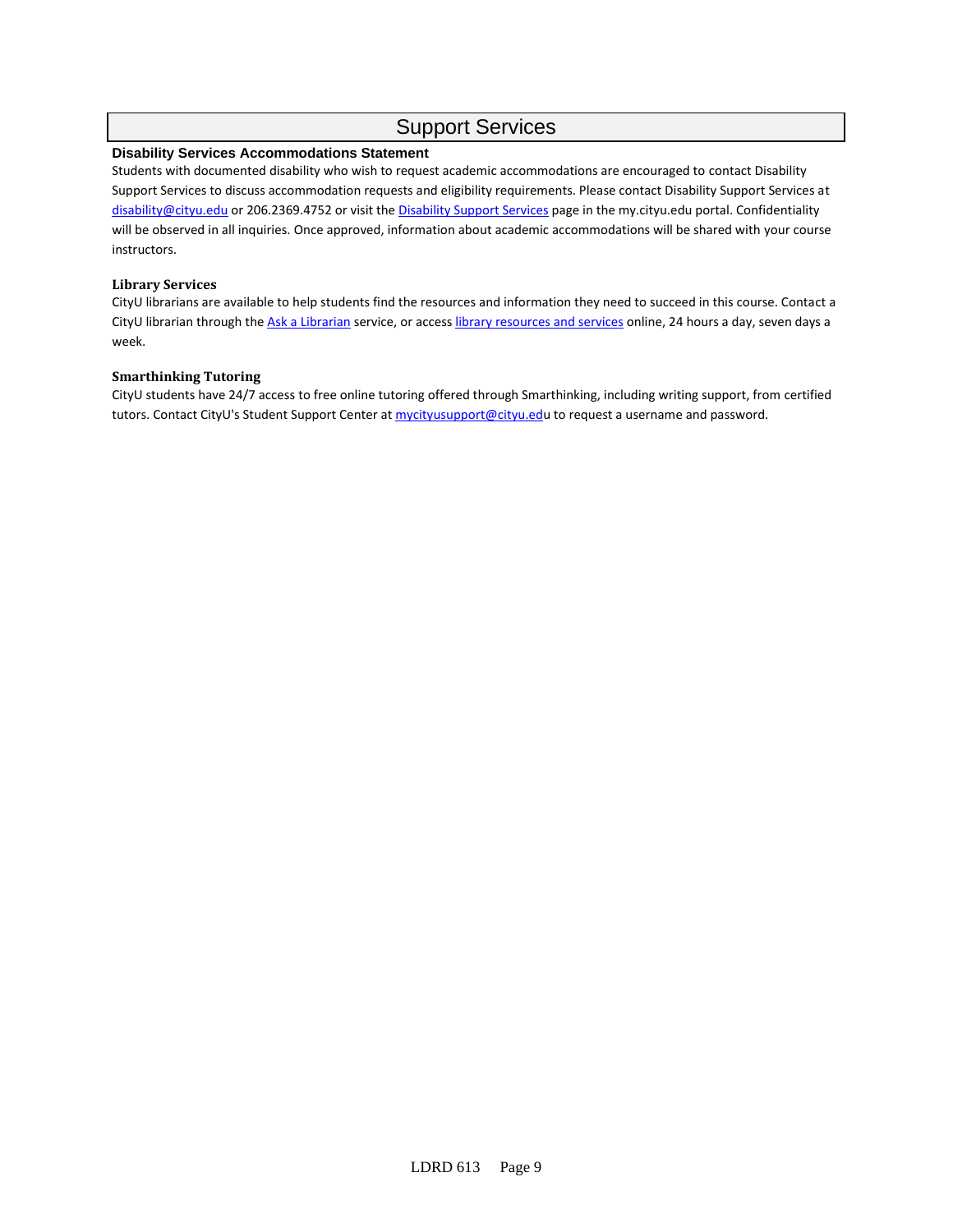## Support Services

### Disability Services Accommodations Statement

Students with documented disability who wish to request academic accommodations are encouraged to contact Disability Support Services to discuss accommodation requests and eligibility requirements. Please contact Disability Support Services at disability@cityu.edu or 206.2369.4752 or visit the Disability Support Services page in the my.cityu.edu portal. Confidentiality will be observed in all inquiries. Once approved, information about academic accommodations will be shared with your course instructors.

### Library Services

CityU librarians are available to help students find the resources and information they need to succeed in this course. Contact a CityU librarian through the Ask a Librarian service, or access library resources and services online, 24 hours a day, seven days a week.

### Smarthinking Tutoring

CityU students have 24/7 access to free online tutoring offered through Smarthinking, including writing support, from certified tutors. Contact CityU's Student Support Center at mycityusupport@cityu.edu to request a username and password.